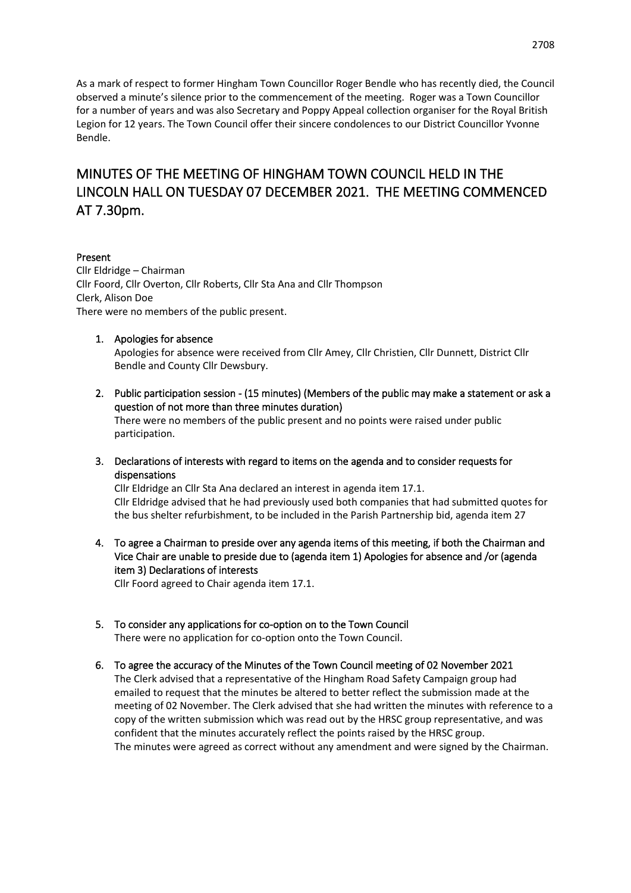As a mark of respect to former Hingham Town Councillor Roger Bendle who has recently died, the Council observed a minute's silence prior to the commencement of the meeting. Roger was a Town Councillor for a number of years and was also Secretary and Poppy Appeal collection organiser for the Royal British Legion for 12 years. The Town Council offer their sincere condolences to our District Councillor Yvonne Bendle.

# MINUTES OF THE MEETING OF HINGHAM TOWN COUNCIL HELD IN THE LINCOLN HALL ON TUESDAY 07 DECEMBER 2021. THE MEETING COMMENCED AT 7.30pm.

**Present**
Cllr Eldridge – Chairman
Cllr Foord, Cllr Overton, Cllr Roberts, Cllr Sta Ana and Cllr Thompson
Clerk, Alison Doe
There were no members of the public present.

1. **Apologies for absence**
   Apologies for absence were received from Cllr Amey, Cllr Christien, Cllr Dunnett, District Cllr Bendle and County Cllr Dewsbury.

2. **Public participation session - (15 minutes) (Members of the public may make a statement or ask a question of not more than three minutes duration)**
   There were no members of the public present and no points were raised under public participation.

3. **Declarations of interests with regard to items on the agenda and to consider requests for dispensations**
   Cllr Eldridge an Cllr Sta Ana declared an interest in agenda item 17.1.
   Cllr Eldridge advised that he had previously used both companies that had submitted quotes for the bus shelter refurbishment, to be included in the Parish Partnership bid, agenda item 27

4. **To agree a Chairman to preside over any agenda items of this meeting, if both the Chairman and Vice Chair are unable to preside due to (agenda item 1) Apologies for absence and /or (agenda item 3) Declarations of interests**
   Cllr Foord agreed to Chair agenda item 17.1.

5. **To consider any applications for co-option on to the Town Council**
   There were no application for co-option onto the Town Council.

6. **To agree the accuracy of the Minutes of the Town Council meeting of 02 November 2021**
   The Clerk advised that a representative of the Hingham Road Safety Campaign group had emailed to request that the minutes be altered to better reflect the submission made at the meeting of 02 November. The Clerk advised that she had written the minutes with reference to a copy of the written submission which was read out by the HRSC group representative, and was confident that the minutes accurately reflect the points raised by the HRSC group.
   The minutes were agreed as correct without any amendment and were signed by the Chairman.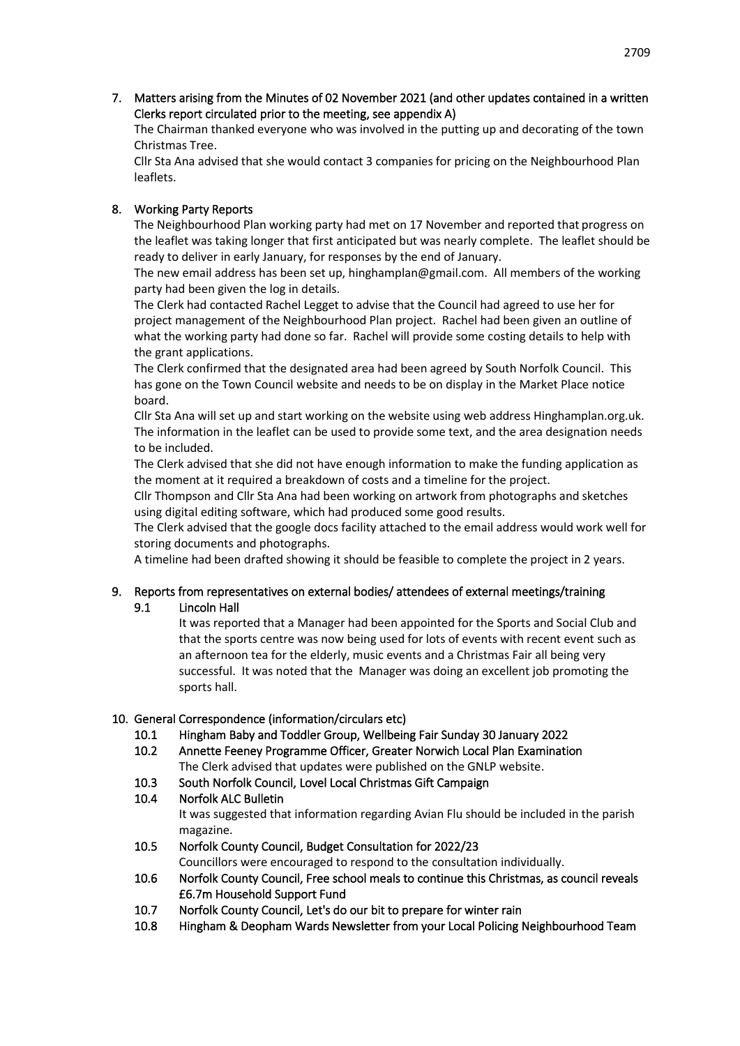## 7. Matters arising from the Minutes of 02 November 2021 (and other updates contained in a written Clerks report circulated prior to the meeting, see appendix A)

The Chairman thanked everyone who was involved in the putting up and decorating of the town Christmas Tree.

Cllr Sta Ana advised that she would contact 3 companies for pricing on the Neighbourhood Plan leaflets.

## 8. Working Party Reports

The Neighbourhood Plan working party had met on 17 November and reported that progress on the leaflet was taking longer that first anticipated but was nearly complete. The leaflet should be ready to deliver in early January, for responses by the end of January.

The new email address has been set up, hinghamplan@gmail.com. All members of the working party had been given the log in details.

The Clerk had contacted Rachel Legget to advise that the Council had agreed to use her for project management of the Neighbourhood Plan project. Rachel had been given an outline of what the working party had done so far. Rachel will provide some costing details to help with the grant applications.

The Clerk confirmed that the designated area had been agreed by South Norfolk Council. This has gone on the Town Council website and needs to be on display in the Market Place notice board.

Cllr Sta Ana will set up and start working on the website using web address Hinghamplan.org.uk. The information in the leaflet can be used to provide some text, and the area designation needs to be included.

The Clerk advised that she did not have enough information to make the funding application as the moment at it required a breakdown of costs and a timeline for the project.

Cllr Thompson and Cllr Sta Ana had been working on artwork from photographs and sketches using digital editing software, which had produced some good results.

The Clerk advised that the google docs facility attached to the email address would work well for storing documents and photographs.

A timeline had been drafted showing it should be feasible to complete the project in 2 years.

## 9. Reports from representatives on external bodies/ attendees of external meetings/training

### 9.1 Lincoln Hall

It was reported that a Manager had been appointed for the Sports and Social Club and that the sports centre was now being used for lots of events with recent event such as an afternoon tea for the elderly, music events and a Christmas Fair all being very successful. It was noted that the Manager was doing an excellent job promoting the sports hall.

## 10. General Correspondence (information/circulars etc)

**10.1 Hingham Baby and Toddler Group, Wellbeing Fair Sunday 30 January 2022**

**10.2 Annette Feeney Programme Officer, Greater Norwich Local Plan Examination**

The Clerk advised that updates were published on the GNLP website.

**10.3 South Norfolk Council, Lovel Local Christmas Gift Campaign**

**10.4 Norfolk ALC Bulletin**

It was suggested that information regarding Avian Flu should be included in the parish magazine.

**10.5 Norfolk County Council, Budget Consultation for 2022/23**

Councillors were encouraged to respond to the consultation individually.

**10.6 Norfolk County Council, Free school meals to continue this Christmas, as council reveals £6.7m Household Support Fund**

**10.7 Norfolk County Council, Let's do our bit to prepare for winter rain**

**10.8 Hingham & Deopham Wards Newsletter from your Local Policing Neighbourhood Team**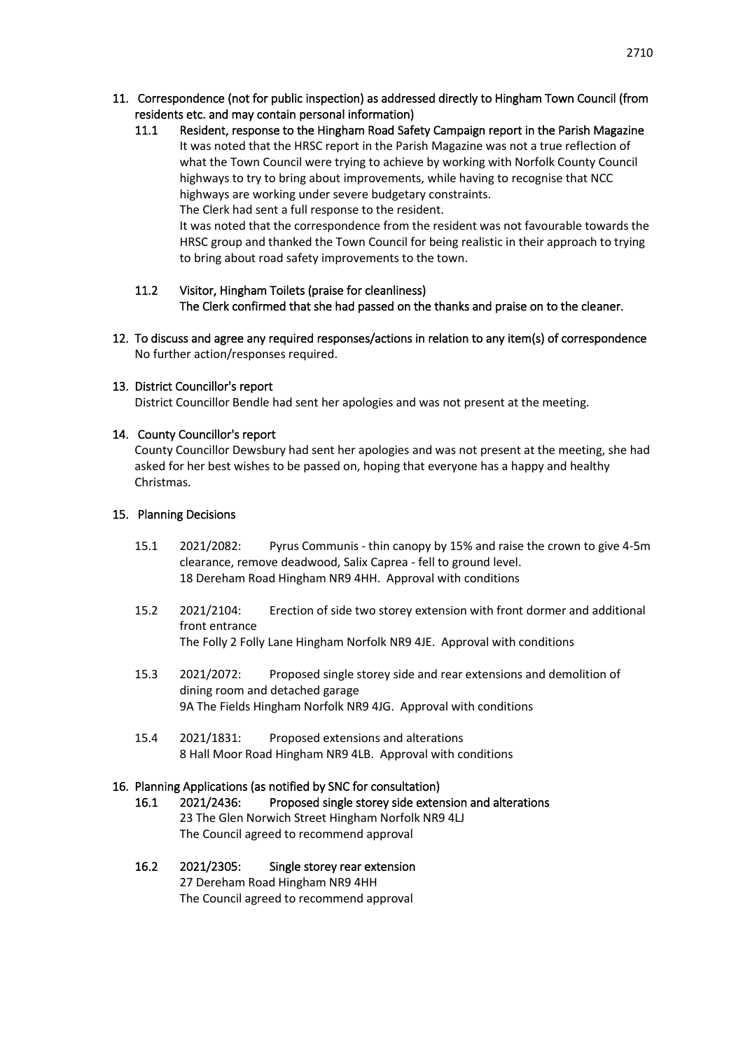## 11. Correspondence (not for public inspection) as addressed directly to Hingham Town Council (from residents etc. and may contain personal information)

### 11.1 Resident, response to the Hingham Road Safety Campaign report in the Parish Magazine

It was noted that the HRSC report in the Parish Magazine was not a true reflection of what the Town Council were trying to achieve by working with Norfolk County Council highways to try to bring about improvements, while having to recognise that NCC highways are working under severe budgetary constraints.

The Clerk had sent a full response to the resident.

It was noted that the correspondence from the resident was not favourable towards the HRSC group and thanked the Town Council for being realistic in their approach to trying to bring about road safety improvements to the town.

### 11.2 Visitor, Hingham Toilets (praise for cleanliness)

The Clerk confirmed that she had passed on the thanks and praise on to the cleaner.

## 12. To discuss and agree any required responses/actions in relation to any item(s) of correspondence

No further action/responses required.

## 13. District Councillor's report

District Councillor Bendle had sent her apologies and was not present at the meeting.

## 14. County Councillor's report

County Councillor Dewsbury had sent her apologies and was not present at the meeting, she had asked for her best wishes to be passed on, hoping that everyone has a happy and healthy Christmas.

## 15. Planning Decisions

15.1 2021/2082: Pyrus Communis - thin canopy by 15% and raise the crown to give 4-5m clearance, remove deadwood, Salix Caprea - fell to ground level.
18 Dereham Road Hingham NR9 4HH. Approval with conditions

15.2 2021/2104: Erection of side two storey extension with front dormer and additional front entrance
The Folly 2 Folly Lane Hingham Norfolk NR9 4JE. Approval with conditions

15.3 2021/2072: Proposed single storey side and rear extensions and demolition of dining room and detached garage
9A The Fields Hingham Norfolk NR9 4JG. Approval with conditions

15.4 2021/1831: Proposed extensions and alterations
8 Hall Moor Road Hingham NR9 4LB. Approval with conditions

## 16. Planning Applications (as notified by SNC for consultation)

### 16.1 2021/2436: Proposed single storey side extension and alterations

23 The Glen Norwich Street Hingham Norfolk NR9 4LJ
The Council agreed to recommend approval

### 16.2 2021/2305: Single storey rear extension

27 Dereham Road Hingham NR9 4HH
The Council agreed to recommend approval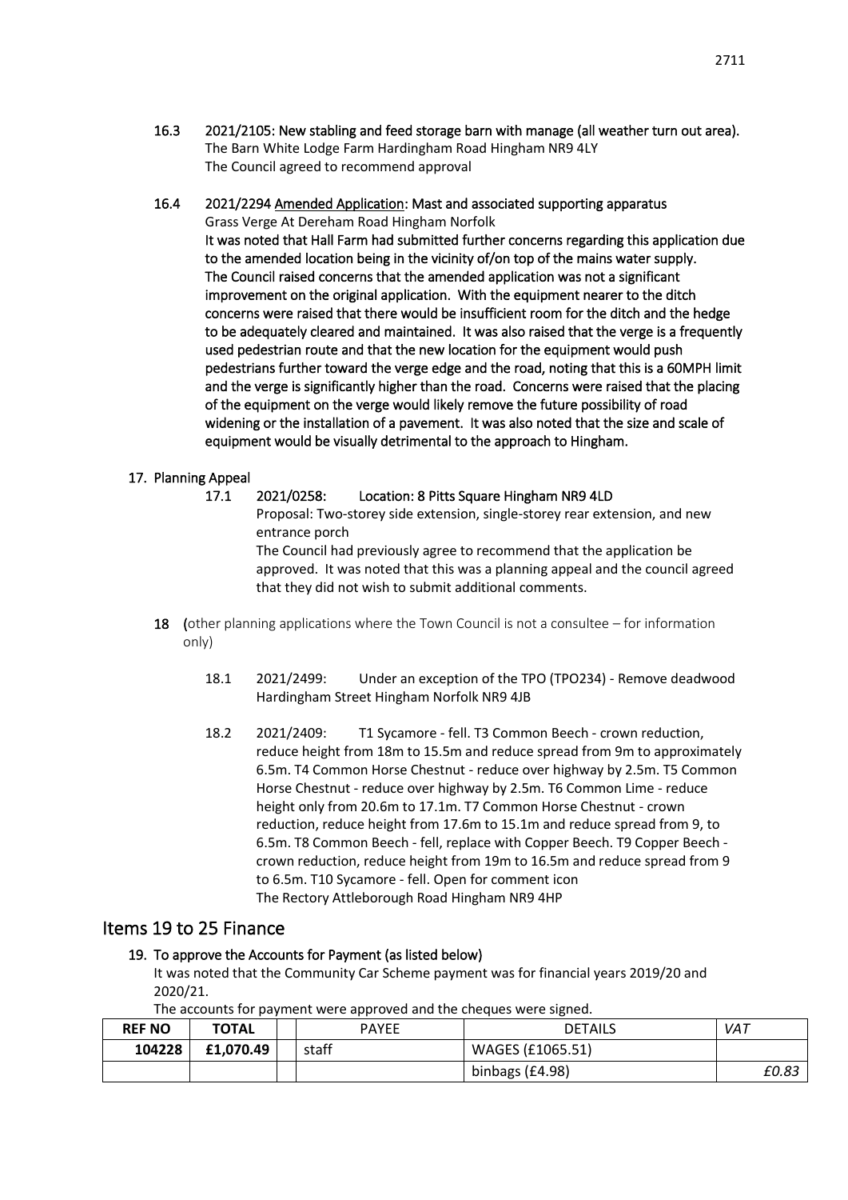16.3 2021/2105: New stabling and feed storage barn with manage (all weather turn out area).
The Barn White Lodge Farm Hardingham Road Hingham NR9 4LY
The Council agreed to recommend approval

16.4 2021/2294 Amended Application: Mast and associated supporting apparatus
Grass Verge At Dereham Road Hingham Norfolk
It was noted that Hall Farm had submitted further concerns regarding this application due to the amended location being in the vicinity of/on top of the mains water supply. The Council raised concerns that the amended application was not a significant improvement on the original application. With the equipment nearer to the ditch concerns were raised that there would be insufficient room for the ditch and the hedge to be adequately cleared and maintained. It was also raised that the verge is a frequently used pedestrian route and that the new location for the equipment would push pedestrians further toward the verge edge and the road, noting that this is a 60MPH limit and the verge is significantly higher than the road. Concerns were raised that the placing of the equipment on the verge would likely remove the future possibility of road widening or the installation of a pavement. It was also noted that the size and scale of equipment would be visually detrimental to the approach to Hingham.

**17. Planning Appeal**

17.1 2021/0258: Location: 8 Pitts Square Hingham NR9 4LD
Proposal: Two-storey side extension, single-storey rear extension, and new entrance porch
The Council had previously agree to recommend that the application be approved. It was noted that this was a planning appeal and the council agreed that they did not wish to submit additional comments.

**18** (other planning applications where the Town Council is not a consultee – for information only)

18.1 2021/2499: Under an exception of the TPO (TPO234) - Remove deadwood
Hardingham Street Hingham Norfolk NR9 4JB

18.2 2021/2409: T1 Sycamore - fell. T3 Common Beech - crown reduction, reduce height from 18m to 15.5m and reduce spread from 9m to approximately 6.5m. T4 Common Horse Chestnut - reduce over highway by 2.5m. T5 Common Horse Chestnut - reduce over highway by 2.5m. T6 Common Lime - reduce height only from 20.6m to 17.1m. T7 Common Horse Chestnut - crown reduction, reduce height from 17.6m to 15.1m and reduce spread from 9, to 6.5m. T8 Common Beech - fell, replace with Copper Beech. T9 Copper Beech - crown reduction, reduce height from 19m to 16.5m and reduce spread from 9 to 6.5m. T10 Sycamore - fell. Open for comment icon
The Rectory Attleborough Road Hingham NR9 4HP

## Items 19 to 25 Finance

**19. To approve the Accounts for Payment (as listed below)**

It was noted that the Community Car Scheme payment was for financial years 2019/20 and 2020/21.

The accounts for payment were approved and the cheques were signed.

| REF NO | TOTAL | | PAYEE | DETAILS | VAT |
|---|---|---|---|---|---|
| **104228** | **£1,070.49** | | staff | WAGES (£1065.51) | |
| | | | | binbags (£4.98) | *£0.83* |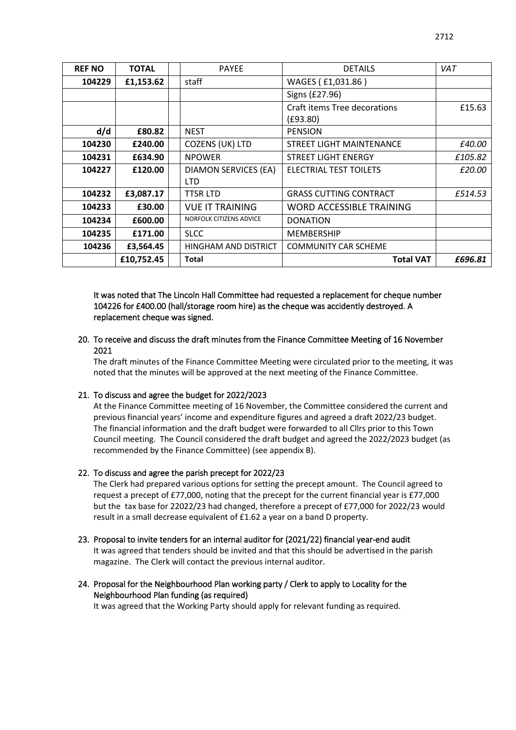| REF NO | TOTAL | | PAYEE | DETAILS | VAT |
|---|---|---|---|---|---|
| 104229 | £1,153.62 | | staff | WAGES ( £1,031.86 ) | |
| | | | | Signs (£27.96) | |
| | | | | Craft items Tree decorations (£93.80) | £15.63 |
| d/d | £80.82 | | NEST | PENSION | |
| 104230 | £240.00 | | COZENS (UK) LTD | STREET LIGHT MAINTENANCE | *£40.00* |
| 104231 | £634.90 | | NPOWER | STREET LIGHT ENERGY | *£105.82* |
| 104227 | £120.00 | | DIAMON SERVICES (EA) LTD | ELECTRIAL TEST TOILETS | *£20.00* |
| 104232 | £3,087.17 | | TTSR LTD | GRASS CUTTING CONTRACT | *£514.53* |
| 104233 | £30.00 | | VUE IT TRAINING | WORD ACCESSIBLE TRAINING | |
| 104234 | £600.00 | | NORFOLK CITIZENS ADVICE | DONATION | |
| 104235 | £171.00 | | SLCC | MEMBERSHIP | |
| 104236 | £3,564.45 | | HINGHAM AND DISTRICT | COMMUNITY CAR SCHEME | |
| | £10,752.45 | | **Total** | **Total VAT** | ***£696.81*** |

It was noted that The Lincoln Hall Committee had requested a replacement for cheque number 104226 for £400.00 (hall/storage room hire) as the cheque was accidently destroyed. A replacement cheque was signed.

20. To receive and discuss the draft minutes from the Finance Committee Meeting of 16 November 2021

    The draft minutes of the Finance Committee Meeting were circulated prior to the meeting, it was noted that the minutes will be approved at the next meeting of the Finance Committee.

21. To discuss and agree the budget for 2022/2023

    At the Finance Committee meeting of 16 November, the Committee considered the current and previous financial years' income and expenditure figures and agreed a draft 2022/23 budget. The financial information and the draft budget were forwarded to all Cllrs prior to this Town Council meeting. The Council considered the draft budget and agreed the 2022/2023 budget (as recommended by the Finance Committee) (see appendix B).

22. To discuss and agree the parish precept for 2022/23

    The Clerk had prepared various options for setting the precept amount. The Council agreed to request a precept of £77,000, noting that the precept for the current financial year is £77,000 but the tax base for 22022/23 had changed, therefore a precept of £77,000 for 2022/23 would result in a small decrease equivalent of £1.62 a year on a band D property.

23. Proposal to invite tenders for an internal auditor for (2021/22) financial year-end audit

    It was agreed that tenders should be invited and that this should be advertised in the parish magazine. The Clerk will contact the previous internal auditor.

24. Proposal for the Neighbourhood Plan working party / Clerk to apply to Locality for the Neighbourhood Plan funding (as required)

    It was agreed that the Working Party should apply for relevant funding as required.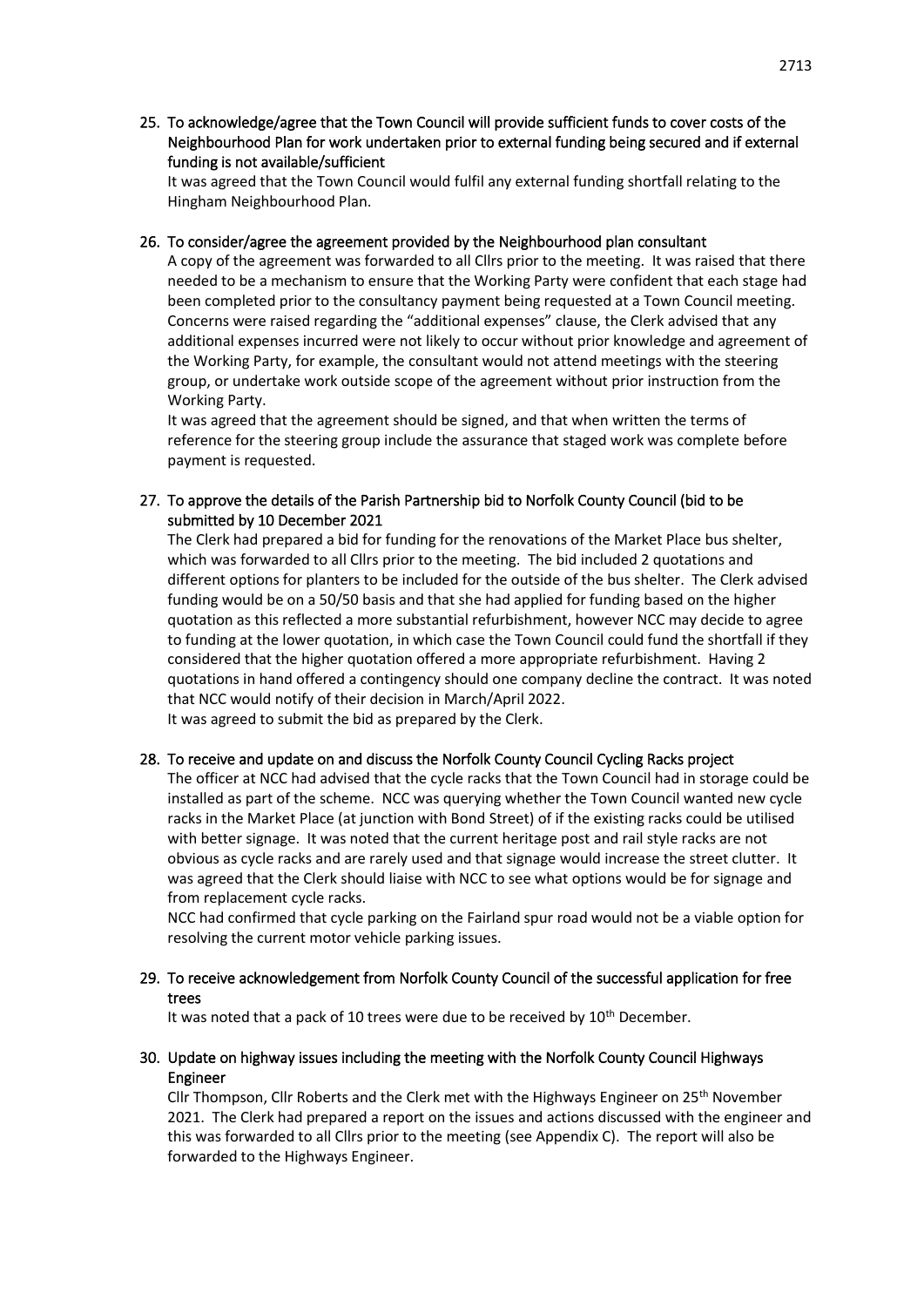25. **To acknowledge/agree that the Town Council will provide sufficient funds to cover costs of the Neighbourhood Plan for work undertaken prior to external funding being secured and if external funding is not available/sufficient**

    It was agreed that the Town Council would fulfil any external funding shortfall relating to the Hingham Neighbourhood Plan.

26. **To consider/agree the agreement provided by the Neighbourhood plan consultant**

    A copy of the agreement was forwarded to all Cllrs prior to the meeting. It was raised that there needed to be a mechanism to ensure that the Working Party were confident that each stage had been completed prior to the consultancy payment being requested at a Town Council meeting. Concerns were raised regarding the "additional expenses" clause, the Clerk advised that any additional expenses incurred were not likely to occur without prior knowledge and agreement of the Working Party, for example, the consultant would not attend meetings with the steering group, or undertake work outside scope of the agreement without prior instruction from the Working Party.

    It was agreed that the agreement should be signed, and that when written the terms of reference for the steering group include the assurance that staged work was complete before payment is requested.

27. **To approve the details of the Parish Partnership bid to Norfolk County Council (bid to be submitted by 10 December 2021**

    The Clerk had prepared a bid for funding for the renovations of the Market Place bus shelter, which was forwarded to all Cllrs prior to the meeting. The bid included 2 quotations and different options for planters to be included for the outside of the bus shelter. The Clerk advised funding would be on a 50/50 basis and that she had applied for funding based on the higher quotation as this reflected a more substantial refurbishment, however NCC may decide to agree to funding at the lower quotation, in which case the Town Council could fund the shortfall if they considered that the higher quotation offered a more appropriate refurbishment. Having 2 quotations in hand offered a contingency should one company decline the contract. It was noted that NCC would notify of their decision in March/April 2022.

    It was agreed to submit the bid as prepared by the Clerk.

28. **To receive and update on and discuss the Norfolk County Council Cycling Racks project**

    The officer at NCC had advised that the cycle racks that the Town Council had in storage could be installed as part of the scheme. NCC was querying whether the Town Council wanted new cycle racks in the Market Place (at junction with Bond Street) of if the existing racks could be utilised with better signage. It was noted that the current heritage post and rail style racks are not obvious as cycle racks and are rarely used and that signage would increase the street clutter. It was agreed that the Clerk should liaise with NCC to see what options would be for signage and from replacement cycle racks.

    NCC had confirmed that cycle parking on the Fairland spur road would not be a viable option for resolving the current motor vehicle parking issues.

29. **To receive acknowledgement from Norfolk County Council of the successful application for free trees**

    It was noted that a pack of 10 trees were due to be received by 10th December.

30. **Update on highway issues including the meeting with the Norfolk County Council Highways Engineer**

    Cllr Thompson, Cllr Roberts and the Clerk met with the Highways Engineer on 25th November 2021. The Clerk had prepared a report on the issues and actions discussed with the engineer and this was forwarded to all Cllrs prior to the meeting (see Appendix C). The report will also be forwarded to the Highways Engineer.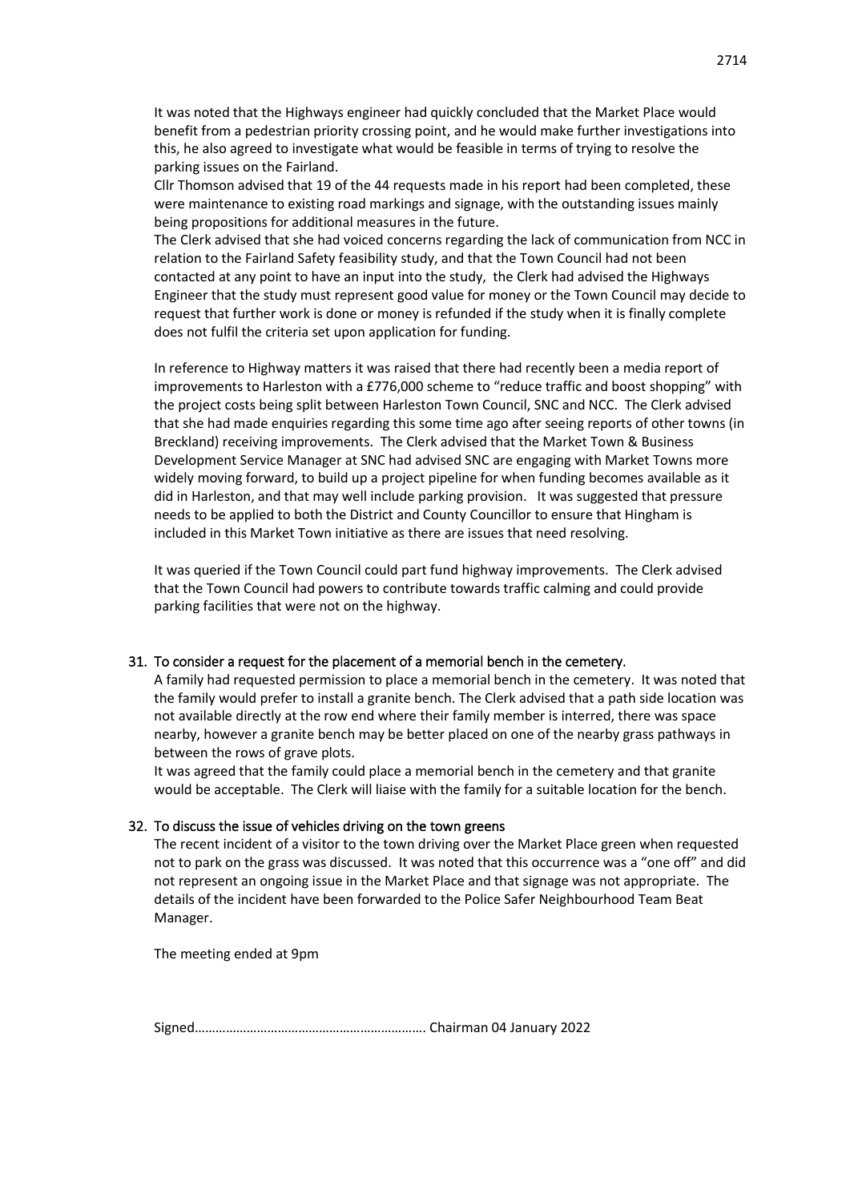It was noted that the Highways engineer had quickly concluded that the Market Place would benefit from a pedestrian priority crossing point, and he would make further investigations into this, he also agreed to investigate what would be feasible in terms of trying to resolve the parking issues on the Fairland.

Cllr Thomson advised that 19 of the 44 requests made in his report had been completed, these were maintenance to existing road markings and signage, with the outstanding issues mainly being propositions for additional measures in the future.

The Clerk advised that she had voiced concerns regarding the lack of communication from NCC in relation to the Fairland Safety feasibility study, and that the Town Council had not been contacted at any point to have an input into the study, the Clerk had advised the Highways Engineer that the study must represent good value for money or the Town Council may decide to request that further work is done or money is refunded if the study when it is finally complete does not fulfil the criteria set upon application for funding.

In reference to Highway matters it was raised that there had recently been a media report of improvements to Harleston with a £776,000 scheme to "reduce traffic and boost shopping" with the project costs being split between Harleston Town Council, SNC and NCC. The Clerk advised that she had made enquiries regarding this some time ago after seeing reports of other towns (in Breckland) receiving improvements. The Clerk advised that the Market Town & Business Development Service Manager at SNC had advised SNC are engaging with Market Towns more widely moving forward, to build up a project pipeline for when funding becomes available as it did in Harleston, and that may well include parking provision. It was suggested that pressure needs to be applied to both the District and County Councillor to ensure that Hingham is included in this Market Town initiative as there are issues that need resolving.

It was queried if the Town Council could part fund highway improvements. The Clerk advised that the Town Council had powers to contribute towards traffic calming and could provide parking facilities that were not on the highway.

31. To consider a request for the placement of a memorial bench in the cemetery.

A family had requested permission to place a memorial bench in the cemetery. It was noted that the family would prefer to install a granite bench. The Clerk advised that a path side location was not available directly at the row end where their family member is interred, there was space nearby, however a granite bench may be better placed on one of the nearby grass pathways in between the rows of grave plots.

It was agreed that the family could place a memorial bench in the cemetery and that granite would be acceptable. The Clerk will liaise with the family for a suitable location for the bench.

32. To discuss the issue of vehicles driving on the town greens

The recent incident of a visitor to the town driving over the Market Place green when requested not to park on the grass was discussed. It was noted that this occurrence was a "one off" and did not represent an ongoing issue in the Market Place and that signage was not appropriate. The details of the incident have been forwarded to the Police Safer Neighbourhood Team Beat Manager.

The meeting ended at 9pm

Signed………………………………………………………. Chairman 04 January 2022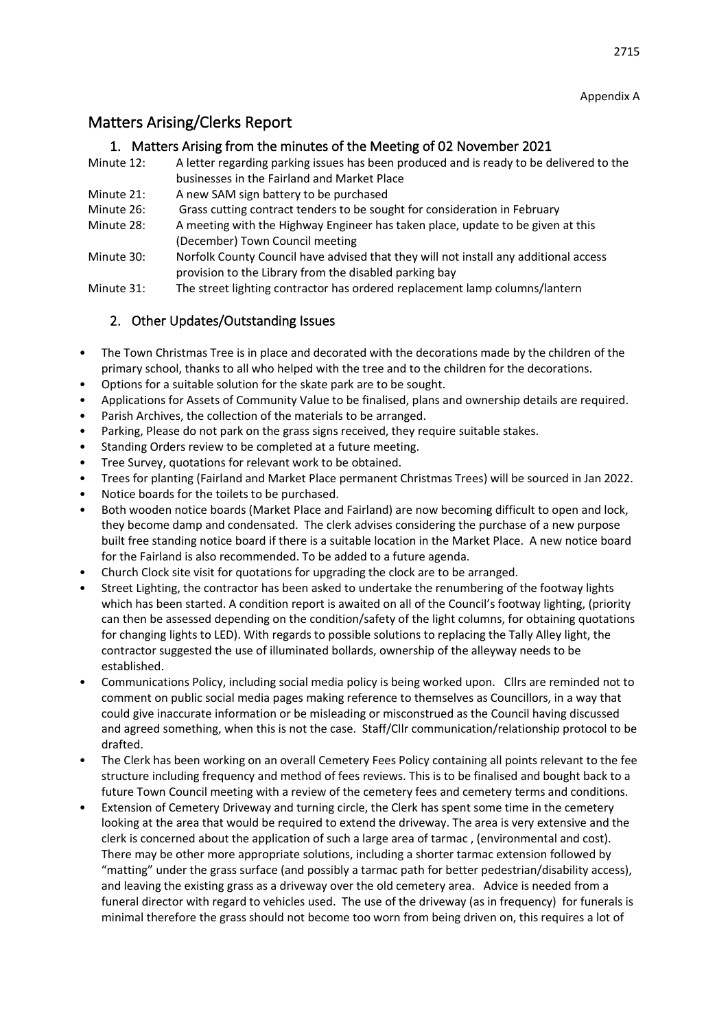Appendix A

# Matters Arising/Clerks Report

## 1. Matters Arising from the minutes of the Meeting of 02 November 2021

| | |
|---|---|
| Minute 12: | A letter regarding parking issues has been produced and is ready to be delivered to the businesses in the Fairland and Market Place |
| Minute 21: | A new SAM sign battery to be purchased |
| Minute 26: | Grass cutting contract tenders to be sought for consideration in February |
| Minute 28: | A meeting with the Highway Engineer has taken place, update to be given at this (December) Town Council meeting |
| Minute 30: | Norfolk County Council have advised that they will not install any additional access provision to the Library from the disabled parking bay |
| Minute 31: | The street lighting contractor has ordered replacement lamp columns/lantern |

## 2. Other Updates/Outstanding Issues

- The Town Christmas Tree is in place and decorated with the decorations made by the children of the primary school, thanks to all who helped with the tree and to the children for the decorations.
- Options for a suitable solution for the skate park are to be sought.
- Applications for Assets of Community Value to be finalised, plans and ownership details are required.
- Parish Archives, the collection of the materials to be arranged.
- Parking, Please do not park on the grass signs received, they require suitable stakes.
- Standing Orders review to be completed at a future meeting.
- Tree Survey, quotations for relevant work to be obtained.
- Trees for planting (Fairland and Market Place permanent Christmas Trees) will be sourced in Jan 2022.
- Notice boards for the toilets to be purchased.
- Both wooden notice boards (Market Place and Fairland) are now becoming difficult to open and lock, they become damp and condensated. The clerk advises considering the purchase of a new purpose built free standing notice board if there is a suitable location in the Market Place. A new notice board for the Fairland is also recommended. To be added to a future agenda.
- Church Clock site visit for quotations for upgrading the clock are to be arranged.
- Street Lighting, the contractor has been asked to undertake the renumbering of the footway lights which has been started. A condition report is awaited on all of the Council's footway lighting, (priority can then be assessed depending on the condition/safety of the light columns, for obtaining quotations for changing lights to LED). With regards to possible solutions to replacing the Tally Alley light, the contractor suggested the use of illuminated bollards, ownership of the alleyway needs to be established.
- Communications Policy, including social media policy is being worked upon. Cllrs are reminded not to comment on public social media pages making reference to themselves as Councillors, in a way that could give inaccurate information or be misleading or misconstrued as the Council having discussed and agreed something, when this is not the case. Staff/Cllr communication/relationship protocol to be drafted.
- The Clerk has been working on an overall Cemetery Fees Policy containing all points relevant to the fee structure including frequency and method of fees reviews. This is to be finalised and bought back to a future Town Council meeting with a review of the cemetery fees and cemetery terms and conditions.
- Extension of Cemetery Driveway and turning circle, the Clerk has spent some time in the cemetery looking at the area that would be required to extend the driveway. The area is very extensive and the clerk is concerned about the application of such a large area of tarmac , (environmental and cost). There may be other more appropriate solutions, including a shorter tarmac extension followed by "matting" under the grass surface (and possibly a tarmac path for better pedestrian/disability access), and leaving the existing grass as a driveway over the old cemetery area. Advice is needed from a funeral director with regard to vehicles used. The use of the driveway (as in frequency) for funerals is minimal therefore the grass should not become too worn from being driven on, this requires a lot of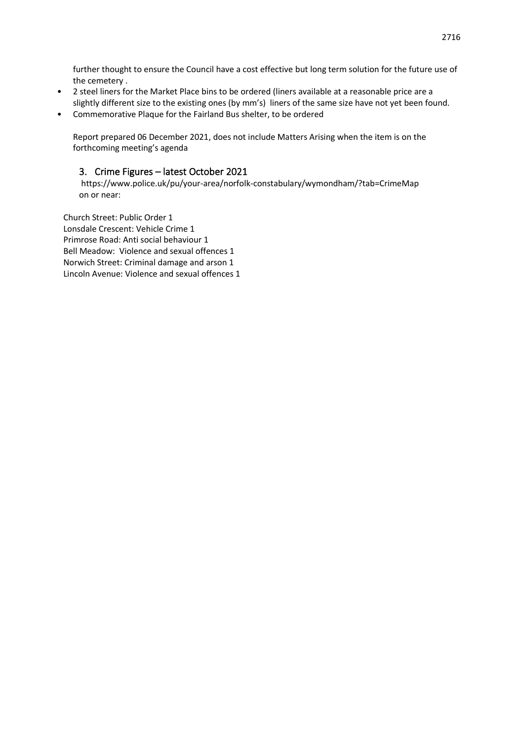further thought to ensure the Council have a cost effective but long term solution for the future use of the cemetery .

- 2 steel liners for the Market Place bins to be ordered (liners available at a reasonable price are a slightly different size to the existing ones (by mm's) liners of the same size have not yet been found.
- Commemorative Plaque for the Fairland Bus shelter, to be ordered

Report prepared 06 December 2021, does not include Matters Arising when the item is on the forthcoming meeting's agenda

## 3. Crime Figures – latest October 2021

https://www.police.uk/pu/your-area/norfolk-constabulary/wymondham/?tab=CrimeMap on or near:

Church Street: Public Order 1
Lonsdale Crescent: Vehicle Crime 1
Primrose Road: Anti social behaviour 1
Bell Meadow: Violence and sexual offences 1
Norwich Street: Criminal damage and arson 1
Lincoln Avenue: Violence and sexual offences 1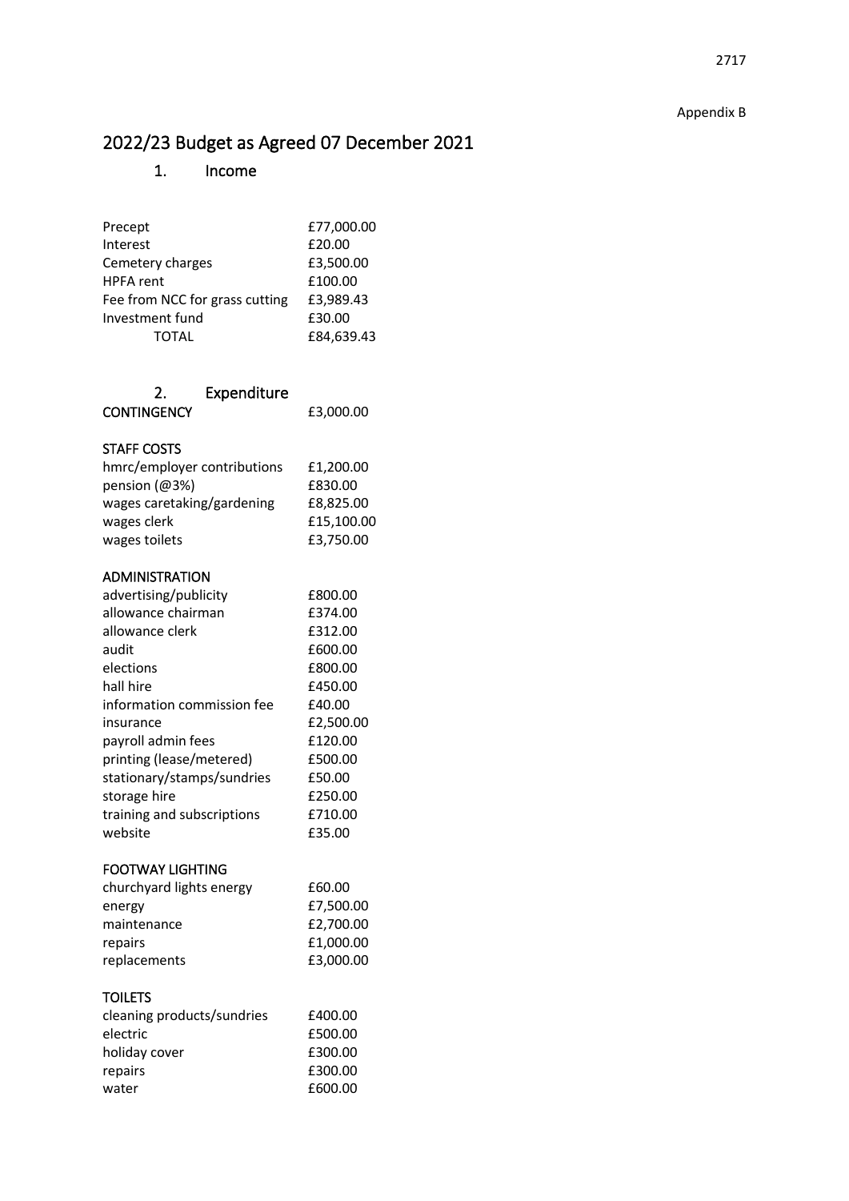Appendix B

# 2022/23 Budget as Agreed 07 December 2021

## 1. Income

| | |
|---|---|
| Precept | £77,000.00 |
| Interest | £20.00 |
| Cemetery charges | £3,500.00 |
| HPFA rent | £100.00 |
| Fee from NCC for grass cutting | £3,989.43 |
| Investment fund | £30.00 |
| TOTAL | £84,639.43 |

## 2. Expenditure

| | |
|---|---|
| **CONTINGENCY** | £3,000.00 |

**STAFF COSTS**

| | |
|---|---|
| hmrc/employer contributions | £1,200.00 |
| pension (@3%) | £830.00 |
| wages caretaking/gardening | £8,825.00 |
| wages clerk | £15,100.00 |
| wages toilets | £3,750.00 |

**ADMINISTRATION**

| | |
|---|---|
| advertising/publicity | £800.00 |
| allowance chairman | £374.00 |
| allowance clerk | £312.00 |
| audit | £600.00 |
| elections | £800.00 |
| hall hire | £450.00 |
| information commission fee | £40.00 |
| insurance | £2,500.00 |
| payroll admin fees | £120.00 |
| printing (lease/metered) | £500.00 |
| stationary/stamps/sundries | £50.00 |
| storage hire | £250.00 |
| training and subscriptions | £710.00 |
| website | £35.00 |

**FOOTWAY LIGHTING**

| | |
|---|---|
| churchyard lights energy | £60.00 |
| energy | £7,500.00 |
| maintenance | £2,700.00 |
| repairs | £1,000.00 |
| replacements | £3,000.00 |

**TOILETS**

| | |
|---|---|
| cleaning products/sundries | £400.00 |
| electric | £500.00 |
| holiday cover | £300.00 |
| repairs | £300.00 |
| water | £600.00 |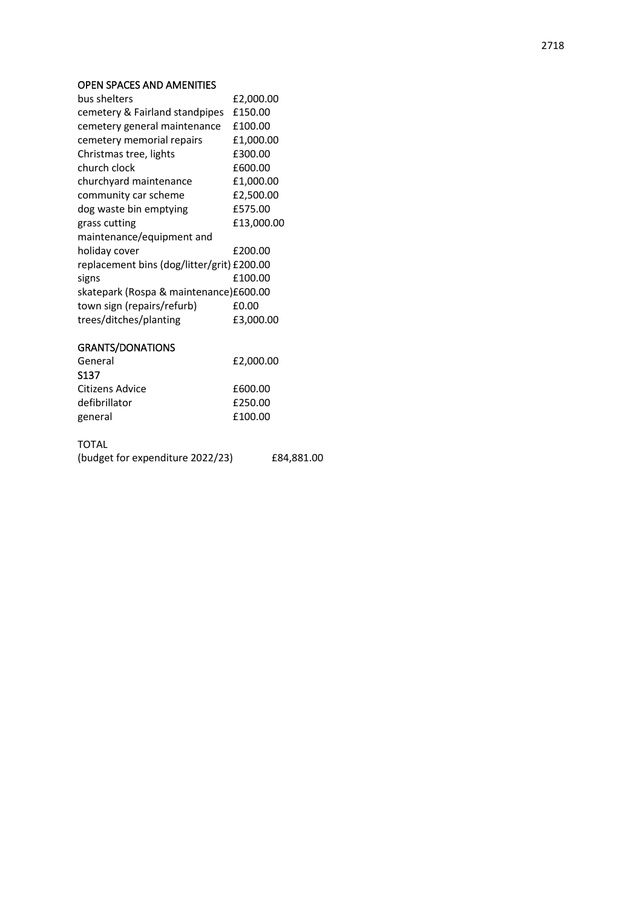## OPEN SPACES AND AMENITIES

| | |
|---|---|
| bus shelters | £2,000.00 |
| cemetery & Fairland standpipes | £150.00 |
| cemetery general maintenance | £100.00 |
| cemetery memorial repairs | £1,000.00 |
| Christmas tree, lights | £300.00 |
| church clock | £600.00 |
| churchyard maintenance | £1,000.00 |
| community car scheme | £2,500.00 |
| dog waste bin emptying | £575.00 |
| grass cutting | £13,000.00 |
| maintenance/equipment and holiday cover | £200.00 |
| replacement bins (dog/litter/grit) | £200.00 |
| signs | £100.00 |
| skatepark (Rospa & maintenance) | £600.00 |
| town sign (repairs/refurb) | £0.00 |
| trees/ditches/planting | £3,000.00 |

## GRANTS/DONATIONS

| | |
|---|---|
| General | £2,000.00 |
| S137 | |
| Citizens Advice | £600.00 |
| defibrillator | £250.00 |
| general | £100.00 |

TOTAL
(budget for expenditure 2022/23) £84,881.00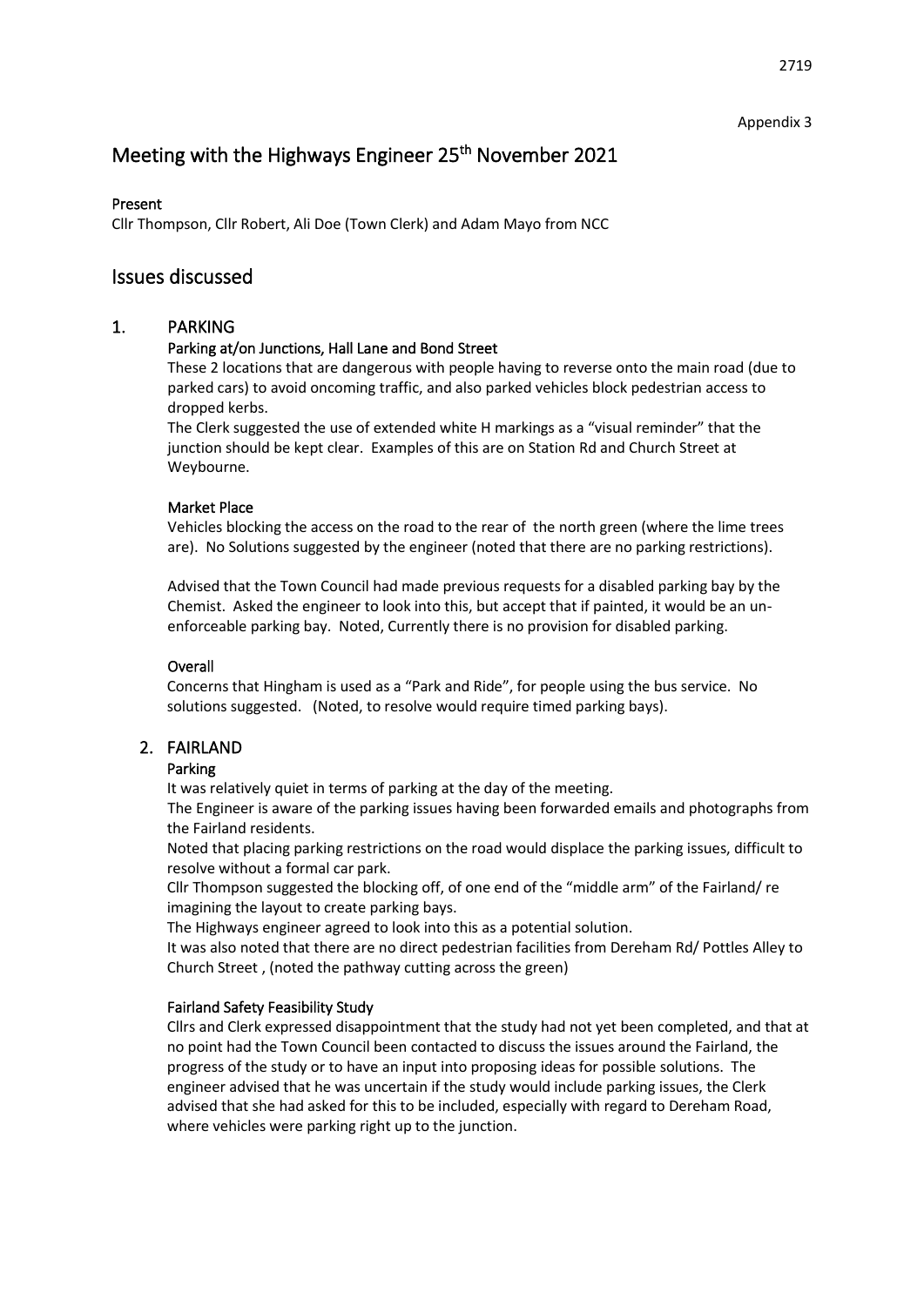Appendix 3

# Meeting with the Highways Engineer 25th November 2021

**Present**

Cllr Thompson, Cllr Robert, Ali Doe (Town Clerk) and Adam Mayo from NCC

# Issues discussed

## 1. PARKING

**Parking at/on Junctions, Hall Lane and Bond Street**

These 2 locations that are dangerous with people having to reverse onto the main road (due to parked cars) to avoid oncoming traffic, and also parked vehicles block pedestrian access to dropped kerbs.

The Clerk suggested the use of extended white H markings as a "visual reminder" that the junction should be kept clear. Examples of this are on Station Rd and Church Street at Weybourne.

**Market Place**

Vehicles blocking the access on the road to the rear of the north green (where the lime trees are). No Solutions suggested by the engineer (noted that there are no parking restrictions).

Advised that the Town Council had made previous requests for a disabled parking bay by the Chemist. Asked the engineer to look into this, but accept that if painted, it would be an un-enforceable parking bay. Noted, Currently there is no provision for disabled parking.

**Overall**

Concerns that Hingham is used as a "Park and Ride", for people using the bus service. No solutions suggested. (Noted, to resolve would require timed parking bays).

## 2. FAIRLAND

**Parking**

It was relatively quiet in terms of parking at the day of the meeting.

The Engineer is aware of the parking issues having been forwarded emails and photographs from the Fairland residents.

Noted that placing parking restrictions on the road would displace the parking issues, difficult to resolve without a formal car park.

Cllr Thompson suggested the blocking off, of one end of the "middle arm" of the Fairland/ re imagining the layout to create parking bays.

The Highways engineer agreed to look into this as a potential solution.

It was also noted that there are no direct pedestrian facilities from Dereham Rd/ Pottles Alley to Church Street , (noted the pathway cutting across the green)

**Fairland Safety Feasibility Study**

Cllrs and Clerk expressed disappointment that the study had not yet been completed, and that at no point had the Town Council been contacted to discuss the issues around the Fairland, the progress of the study or to have an input into proposing ideas for possible solutions. The engineer advised that he was uncertain if the study would include parking issues, the Clerk advised that she had asked for this to be included, especially with regard to Dereham Road, where vehicles were parking right up to the junction.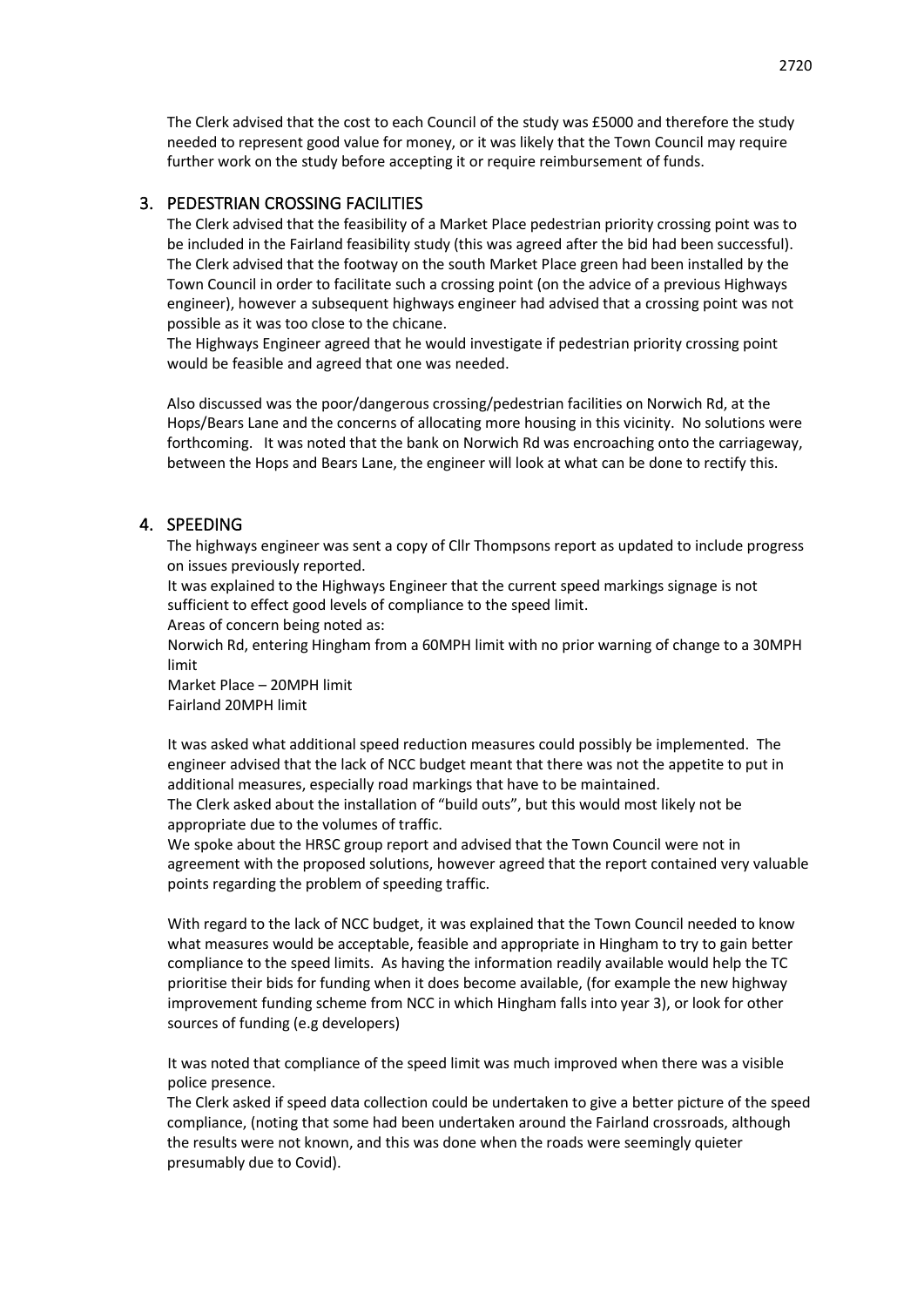The Clerk advised that the cost to each Council of the study was £5000 and therefore the study needed to represent good value for money, or it was likely that the Town Council may require further work on the study before accepting it or require reimbursement of funds.

## 3. PEDESTRIAN CROSSING FACILITIES

The Clerk advised that the feasibility of a Market Place pedestrian priority crossing point was to be included in the Fairland feasibility study (this was agreed after the bid had been successful). The Clerk advised that the footway on the south Market Place green had been installed by the Town Council in order to facilitate such a crossing point (on the advice of a previous Highways engineer), however a subsequent highways engineer had advised that a crossing point was not possible as it was too close to the chicane.

The Highways Engineer agreed that he would investigate if pedestrian priority crossing point would be feasible and agreed that one was needed.

Also discussed was the poor/dangerous crossing/pedestrian facilities on Norwich Rd, at the Hops/Bears Lane and the concerns of allocating more housing in this vicinity. No solutions were forthcoming. It was noted that the bank on Norwich Rd was encroaching onto the carriageway, between the Hops and Bears Lane, the engineer will look at what can be done to rectify this.

## 4. SPEEDING

The highways engineer was sent a copy of Cllr Thompsons report as updated to include progress on issues previously reported.

It was explained to the Highways Engineer that the current speed markings signage is not sufficient to effect good levels of compliance to the speed limit.

Areas of concern being noted as:

Norwich Rd, entering Hingham from a 60MPH limit with no prior warning of change to a 30MPH limit

Market Place – 20MPH limit

Fairland 20MPH limit

It was asked what additional speed reduction measures could possibly be implemented. The engineer advised that the lack of NCC budget meant that there was not the appetite to put in additional measures, especially road markings that have to be maintained.

The Clerk asked about the installation of "build outs", but this would most likely not be appropriate due to the volumes of traffic.

We spoke about the HRSC group report and advised that the Town Council were not in agreement with the proposed solutions, however agreed that the report contained very valuable points regarding the problem of speeding traffic.

With regard to the lack of NCC budget, it was explained that the Town Council needed to know what measures would be acceptable, feasible and appropriate in Hingham to try to gain better compliance to the speed limits. As having the information readily available would help the TC prioritise their bids for funding when it does become available, (for example the new highway improvement funding scheme from NCC in which Hingham falls into year 3), or look for other sources of funding (e.g developers)

It was noted that compliance of the speed limit was much improved when there was a visible police presence.

The Clerk asked if speed data collection could be undertaken to give a better picture of the speed compliance, (noting that some had been undertaken around the Fairland crossroads, although the results were not known, and this was done when the roads were seemingly quieter presumably due to Covid).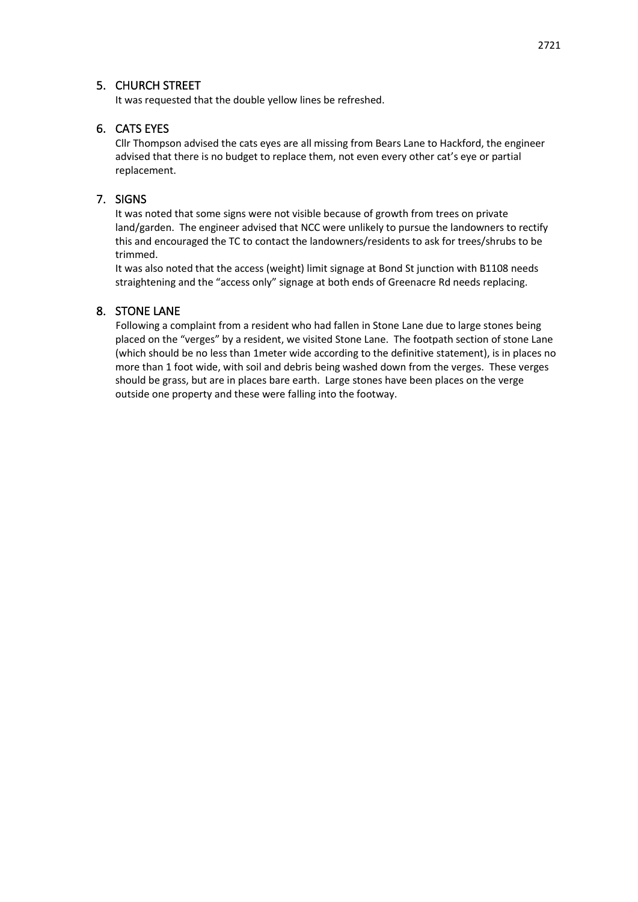## 5. CHURCH STREET

It was requested that the double yellow lines be refreshed.

## 6. CATS EYES

Cllr Thompson advised the cats eyes are all missing from Bears Lane to Hackford, the engineer advised that there is no budget to replace them, not even every other cat's eye or partial replacement.

## 7. SIGNS

It was noted that some signs were not visible because of growth from trees on private land/garden. The engineer advised that NCC were unlikely to pursue the landowners to rectify this and encouraged the TC to contact the landowners/residents to ask for trees/shrubs to be trimmed.

It was also noted that the access (weight) limit signage at Bond St junction with B1108 needs straightening and the "access only" signage at both ends of Greenacre Rd needs replacing.

## 8. STONE LANE

Following a complaint from a resident who had fallen in Stone Lane due to large stones being placed on the "verges" by a resident, we visited Stone Lane. The footpath section of stone Lane (which should be no less than 1meter wide according to the definitive statement), is in places no more than 1 foot wide, with soil and debris being washed down from the verges. These verges should be grass, but are in places bare earth. Large stones have been places on the verge outside one property and these were falling into the footway.